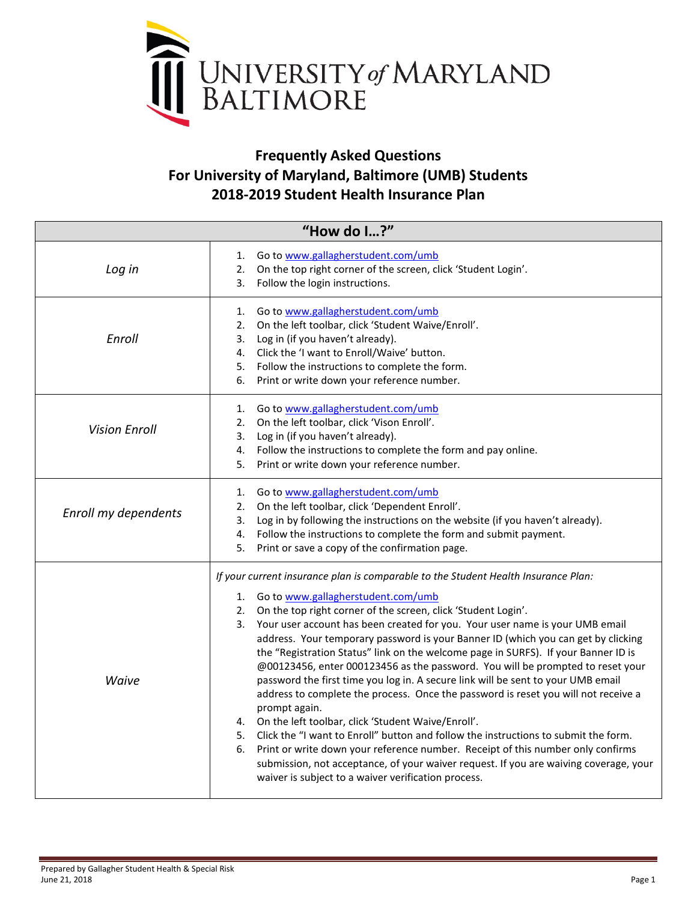UNIVERSITY of MARYLAND BALTIMORE

# Frequently Asked Questions
# For University of Maryland, Baltimore (UMB) Students
# 2018-2019 Student Health Insurance Plan

| "How do I…?" | |
|---|---|
| *Log in* | 1. Go to www.gallagherstudent.com/umb<br>2. On the top right corner of the screen, click 'Student Login'.<br>3. Follow the login instructions. |
| *Enroll* | 1. Go to www.gallagherstudent.com/umb<br>2. On the left toolbar, click 'Student Waive/Enroll'.<br>3. Log in (if you haven't already).<br>4. Click the 'I want to Enroll/Waive' button.<br>5. Follow the instructions to complete the form.<br>6. Print or write down your reference number. |
| *Vision Enroll* | 1. Go to www.gallagherstudent.com/umb<br>2. On the left toolbar, click 'Vison Enroll'.<br>3. Log in (if you haven't already).<br>4. Follow the instructions to complete the form and pay online.<br>5. Print or write down your reference number. |
| *Enroll my dependents* | 1. Go to www.gallagherstudent.com/umb<br>2. On the left toolbar, click 'Dependent Enroll'.<br>3. Log in by following the instructions on the website (if you haven't already).<br>4. Follow the instructions to complete the form and submit payment.<br>5. Print or save a copy of the confirmation page. |
| *Waive* | *If your current insurance plan is comparable to the Student Health Insurance Plan:*<br>1. Go to www.gallagherstudent.com/umb<br>2. On the top right corner of the screen, click 'Student Login'.<br>3. Your user account has been created for you. Your user name is your UMB email address. Your temporary password is your Banner ID (which you can get by clicking the "Registration Status" link on the welcome page in SURFS). If your Banner ID is @00123456, enter 000123456 as the password. You will be prompted to reset your password the first time you log in. A secure link will be sent to your UMB email address to complete the process. Once the password is reset you will not receive a prompt again.<br>4. On the left toolbar, click 'Student Waive/Enroll'.<br>5. Click the "I want to Enroll" button and follow the instructions to submit the form.<br>6. Print or write down your reference number. Receipt of this number only confirms submission, not acceptance, of your waiver request. If you are waiving coverage, your waiver is subject to a waiver verification process. |

Prepared by Gallagher Student Health & Special Risk
June 21, 2018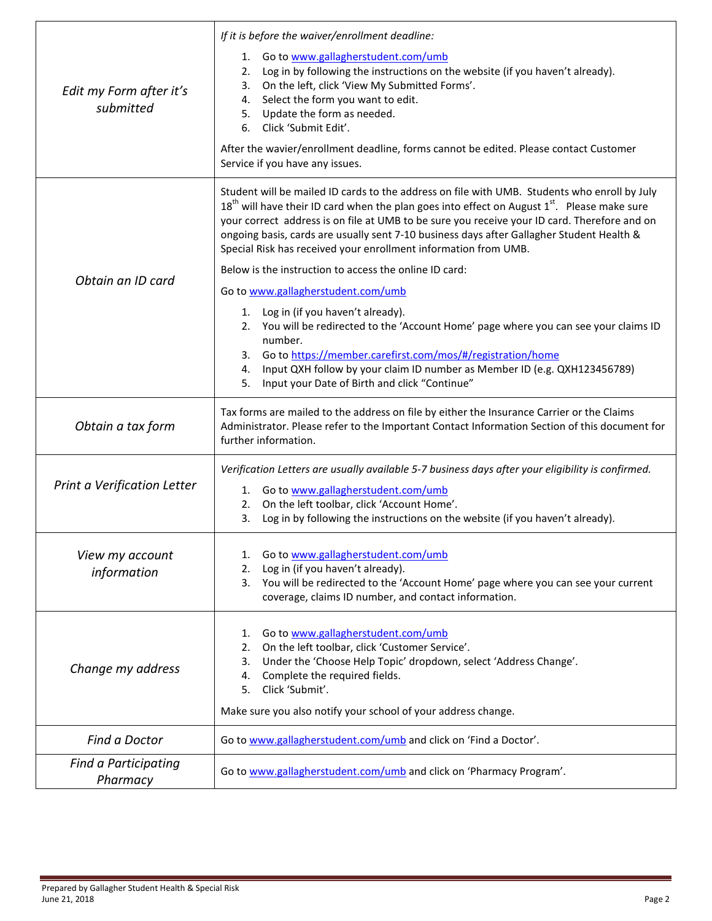| | |
|---|---|
| *Edit my Form after it's submitted* | *If it is before the waiver/enrollment deadline:*<br>1. Go to www.gallagherstudent.com/umb<br>2. Log in by following the instructions on the website (if you haven't already).<br>3. On the left, click 'View My Submitted Forms'.<br>4. Select the form you want to edit.<br>5. Update the form as needed.<br>6. Click 'Submit Edit'.<br><br>After the wavier/enrollment deadline, forms cannot be edited. Please contact Customer Service if you have any issues. |
| *Obtain an ID card* | Student will be mailed ID cards to the address on file with UMB. Students who enroll by July 18th will have their ID card when the plan goes into effect on August 1st. Please make sure your correct address is on file at UMB to be sure you receive your ID card. Therefore and on ongoing basis, cards are usually sent 7-10 business days after Gallagher Student Health & Special Risk has received your enrollment information from UMB.<br><br>Below is the instruction to access the online ID card:<br><br>Go to www.gallagherstudent.com/umb<br>1. Log in (if you haven't already).<br>2. You will be redirected to the 'Account Home' page where you can see your claims ID number.<br>3. Go to https://member.carefirst.com/mos/#/registration/home<br>4. Input QXH follow by your claim ID number as Member ID (e.g. QXH123456789)<br>5. Input your Date of Birth and click "Continue" |
| *Obtain a tax form* | Tax forms are mailed to the address on file by either the Insurance Carrier or the Claims Administrator. Please refer to the Important Contact Information Section of this document for further information. |
| *Print a Verification Letter* | *Verification Letters are usually available 5-7 business days after your eligibility is confirmed.*<br>1. Go to www.gallagherstudent.com/umb<br>2. On the left toolbar, click 'Account Home'.<br>3. Log in by following the instructions on the website (if you haven't already). |
| *View my account information* | 1. Go to www.gallagherstudent.com/umb<br>2. Log in (if you haven't already).<br>3. You will be redirected to the 'Account Home' page where you can see your current coverage, claims ID number, and contact information. |
| *Change my address* | 1. Go to www.gallagherstudent.com/umb<br>2. On the left toolbar, click 'Customer Service'.<br>3. Under the 'Choose Help Topic' dropdown, select 'Address Change'.<br>4. Complete the required fields.<br>5. Click 'Submit'.<br><br>Make sure you also notify your school of your address change. |
| *Find a Doctor* | Go to www.gallagherstudent.com/umb and click on 'Find a Doctor'. |
| *Find a Participating Pharmacy* | Go to www.gallagherstudent.com/umb and click on 'Pharmacy Program'. |

Prepared by Gallagher Student Health & Special Risk
June 21, 2018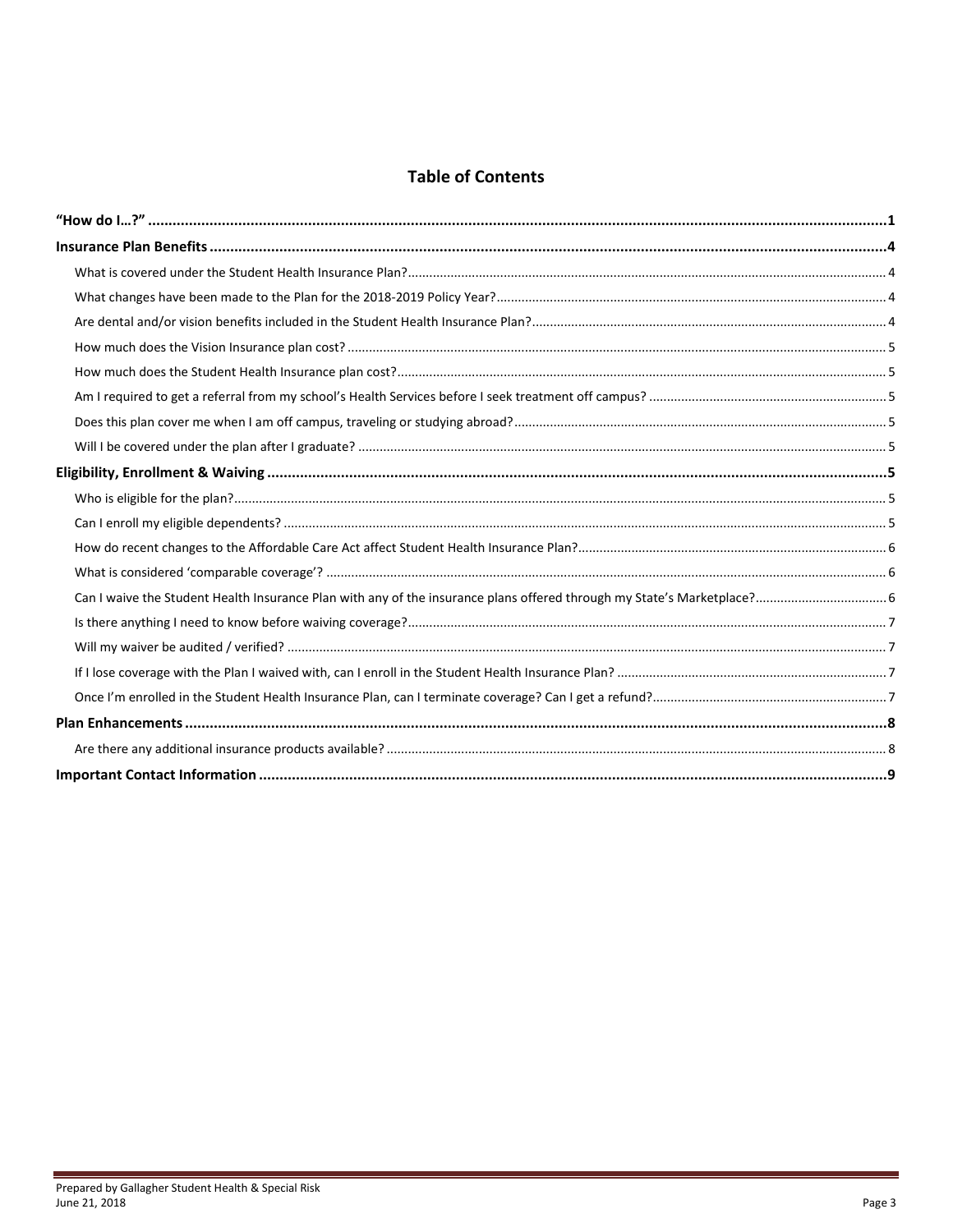## Table of Contents

**"How do I…?" .......... 1**

**Insurance Plan Benefits .......... 4**

- What is covered under the Student Health Insurance Plan? .......... 4
- What changes have been made to the Plan for the 2018-2019 Policy Year? .......... 4
- Are dental and/or vision benefits included in the Student Health Insurance Plan? .......... 4
- How much does the Vision Insurance plan cost? .......... 5
- How much does the Student Health Insurance plan cost? .......... 5
- Am I required to get a referral from my school's Health Services before I seek treatment off campus? .......... 5
- Does this plan cover me when I am off campus, traveling or studying abroad? .......... 5
- Will I be covered under the plan after I graduate? .......... 5

**Eligibility, Enrollment & Waiving .......... 5**

- Who is eligible for the plan? .......... 5
- Can I enroll my eligible dependents? .......... 5
- How do recent changes to the Affordable Care Act affect Student Health Insurance Plan? .......... 6
- What is considered 'comparable coverage'? .......... 6
- Can I waive the Student Health Insurance Plan with any of the insurance plans offered through my State's Marketplace? .......... 6
- Is there anything I need to know before waiving coverage? .......... 7
- Will my waiver be audited / verified? .......... 7
- If I lose coverage with the Plan I waived with, can I enroll in the Student Health Insurance Plan? .......... 7
- Once I'm enrolled in the Student Health Insurance Plan, can I terminate coverage? Can I get a refund? .......... 7

**Plan Enhancements .......... 8**

- Are there any additional insurance products available? .......... 8

**Important Contact Information .......... 9**

Prepared by Gallagher Student Health & Special Risk
June 21, 2018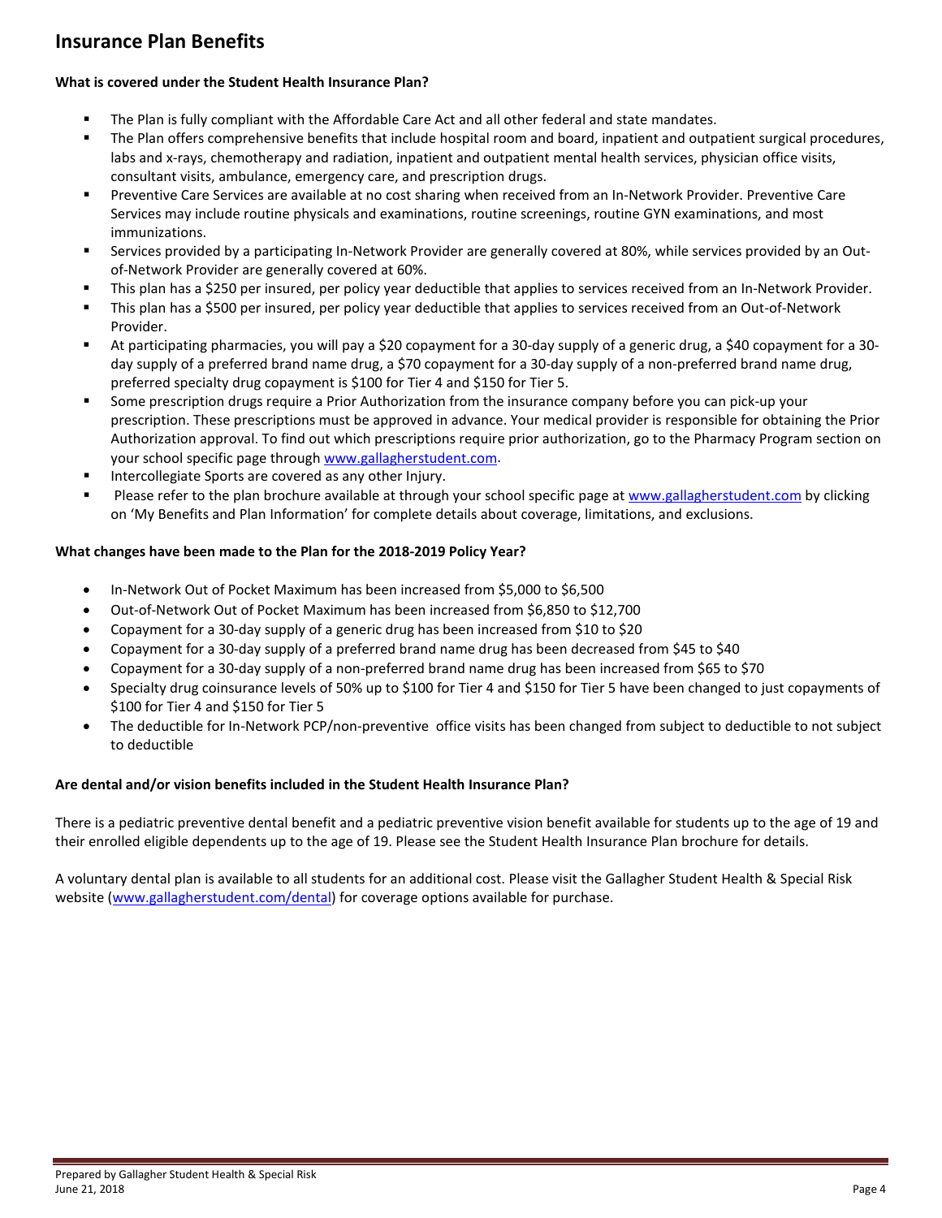## Insurance Plan Benefits

**What is covered under the Student Health Insurance Plan?**

- The Plan is fully compliant with the Affordable Care Act and all other federal and state mandates.
- The Plan offers comprehensive benefits that include hospital room and board, inpatient and outpatient surgical procedures, labs and x-rays, chemotherapy and radiation, inpatient and outpatient mental health services, physician office visits, consultant visits, ambulance, emergency care, and prescription drugs.
- Preventive Care Services are available at no cost sharing when received from an In-Network Provider. Preventive Care Services may include routine physicals and examinations, routine screenings, routine GYN examinations, and most immunizations.
- Services provided by a participating In-Network Provider are generally covered at 80%, while services provided by an Out-of-Network Provider are generally covered at 60%.
- This plan has a $250 per insured, per policy year deductible that applies to services received from an In-Network Provider.
- This plan has a $500 per insured, per policy year deductible that applies to services received from an Out-of-Network Provider.
- At participating pharmacies, you will pay a $20 copayment for a 30-day supply of a generic drug, a $40 copayment for a 30-day supply of a preferred brand name drug, a $70 copayment for a 30-day supply of a non-preferred brand name drug, preferred specialty drug copayment is $100 for Tier 4 and $150 for Tier 5.
- Some prescription drugs require a Prior Authorization from the insurance company before you can pick-up your prescription. These prescriptions must be approved in advance. Your medical provider is responsible for obtaining the Prior Authorization approval. To find out which prescriptions require prior authorization, go to the Pharmacy Program section on your school specific page through www.gallagherstudent.com.
- Intercollegiate Sports are covered as any other Injury.
- Please refer to the plan brochure available at through your school specific page at www.gallagherstudent.com by clicking on 'My Benefits and Plan Information' for complete details about coverage, limitations, and exclusions.

**What changes have been made to the Plan for the 2018-2019 Policy Year?**

- In-Network Out of Pocket Maximum has been increased from $5,000 to $6,500
- Out-of-Network Out of Pocket Maximum has been increased from $6,850 to $12,700
- Copayment for a 30-day supply of a generic drug has been increased from $10 to $20
- Copayment for a 30-day supply of a preferred brand name drug has been decreased from $45 to $40
- Copayment for a 30-day supply of a non-preferred brand name drug has been increased from $65 to $70
- Specialty drug coinsurance levels of 50% up to $100 for Tier 4 and $150 for Tier 5 have been changed to just copayments of $100 for Tier 4 and $150 for Tier 5
- The deductible for In-Network PCP/non-preventive office visits has been changed from subject to deductible to not subject to deductible

**Are dental and/or vision benefits included in the Student Health Insurance Plan?**

There is a pediatric preventive dental benefit and a pediatric preventive vision benefit available for students up to the age of 19 and their enrolled eligible dependents up to the age of 19. Please see the Student Health Insurance Plan brochure for details.

A voluntary dental plan is available to all students for an additional cost. Please visit the Gallagher Student Health & Special Risk website (www.gallagherstudent.com/dental) for coverage options available for purchase.

Prepared by Gallagher Student Health & Special Risk
June 21, 2018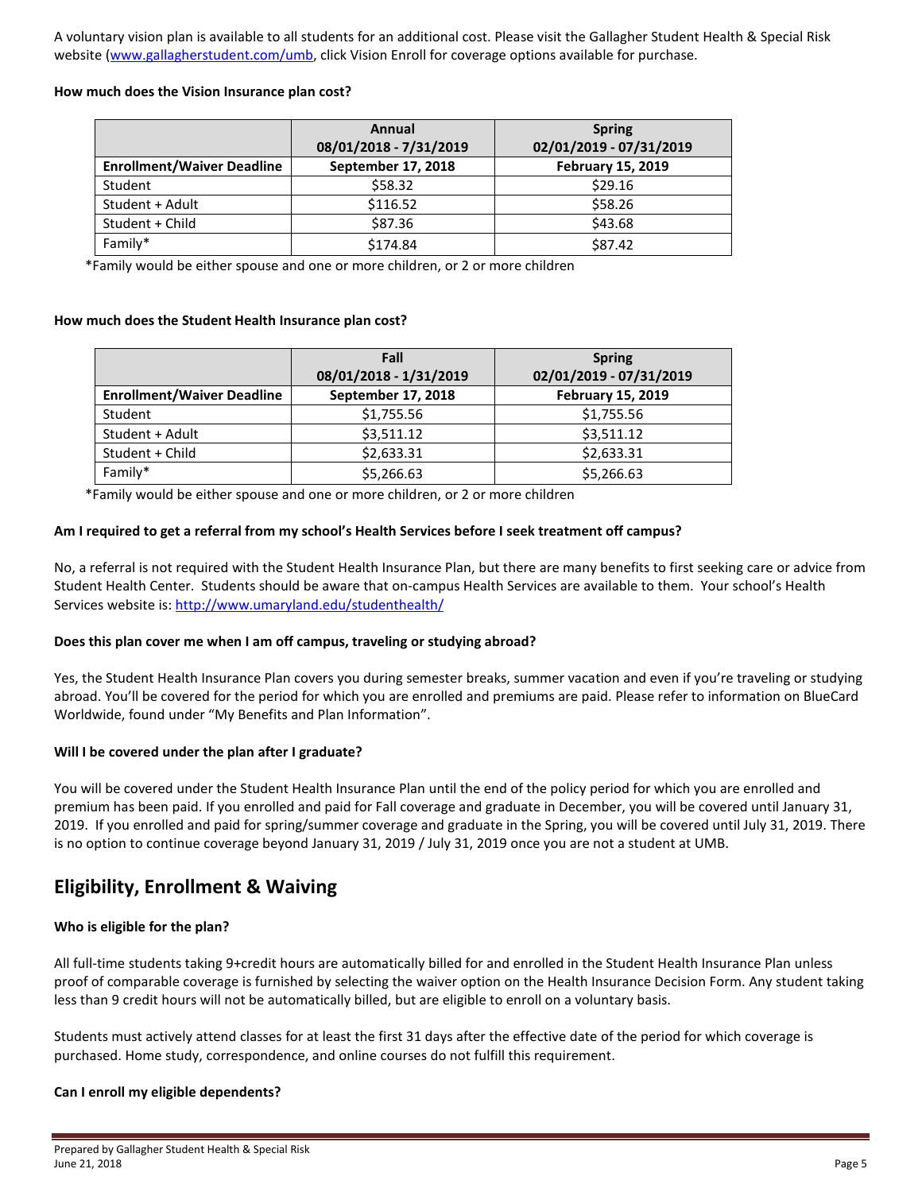A voluntary vision plan is available to all students for an additional cost. Please visit the Gallagher Student Health & Special Risk website (www.gallagherstudent.com/umb, click Vision Enroll for coverage options available for purchase.

**How much does the Vision Insurance plan cost?**

| | Annual 08/01/2018 - 7/31/2019 | Spring 02/01/2019 - 07/31/2019 |
|---|---|---|
| **Enrollment/Waiver Deadline** | **September 17, 2018** | **February 15, 2019** |
| Student | $58.32 | $29.16 |
| Student + Adult | $116.52 | $58.26 |
| Student + Child | $87.36 | $43.68 |
| Family* | $174.84 | $87.42 |

*Family would be either spouse and one or more children, or 2 or more children

**How much does the Student Health Insurance plan cost?**

| | Fall 08/01/2018 - 1/31/2019 | Spring 02/01/2019 - 07/31/2019 |
|---|---|---|
| **Enrollment/Waiver Deadline** | **September 17, 2018** | **February 15, 2019** |
| Student | $1,755.56 | $1,755.56 |
| Student + Adult | $3,511.12 | $3,511.12 |
| Student + Child | $2,633.31 | $2,633.31 |
| Family* | $5,266.63 | $5,266.63 |

*Family would be either spouse and one or more children, or 2 or more children

**Am I required to get a referral from my school's Health Services before I seek treatment off campus?**

No, a referral is not required with the Student Health Insurance Plan, but there are many benefits to first seeking care or advice from Student Health Center. Students should be aware that on-campus Health Services are available to them. Your school's Health Services website is: http://www.umaryland.edu/studenthealth/

**Does this plan cover me when I am off campus, traveling or studying abroad?**

Yes, the Student Health Insurance Plan covers you during semester breaks, summer vacation and even if you're traveling or studying abroad. You'll be covered for the period for which you are enrolled and premiums are paid. Please refer to information on BlueCard Worldwide, found under "My Benefits and Plan Information".

**Will I be covered under the plan after I graduate?**

You will be covered under the Student Health Insurance Plan until the end of the policy period for which you are enrolled and premium has been paid. If you enrolled and paid for Fall coverage and graduate in December, you will be covered until January 31, 2019. If you enrolled and paid for spring/summer coverage and graduate in the Spring, you will be covered until July 31, 2019. There is no option to continue coverage beyond January 31, 2019 / July 31, 2019 once you are not a student at UMB.

## Eligibility, Enrollment & Waiving

**Who is eligible for the plan?**

All full-time students taking 9+credit hours are automatically billed for and enrolled in the Student Health Insurance Plan unless proof of comparable coverage is furnished by selecting the waiver option on the Health Insurance Decision Form. Any student taking less than 9 credit hours will not be automatically billed, but are eligible to enroll on a voluntary basis.

Students must actively attend classes for at least the first 31 days after the effective date of the period for which coverage is purchased. Home study, correspondence, and online courses do not fulfill this requirement.

**Can I enroll my eligible dependents?**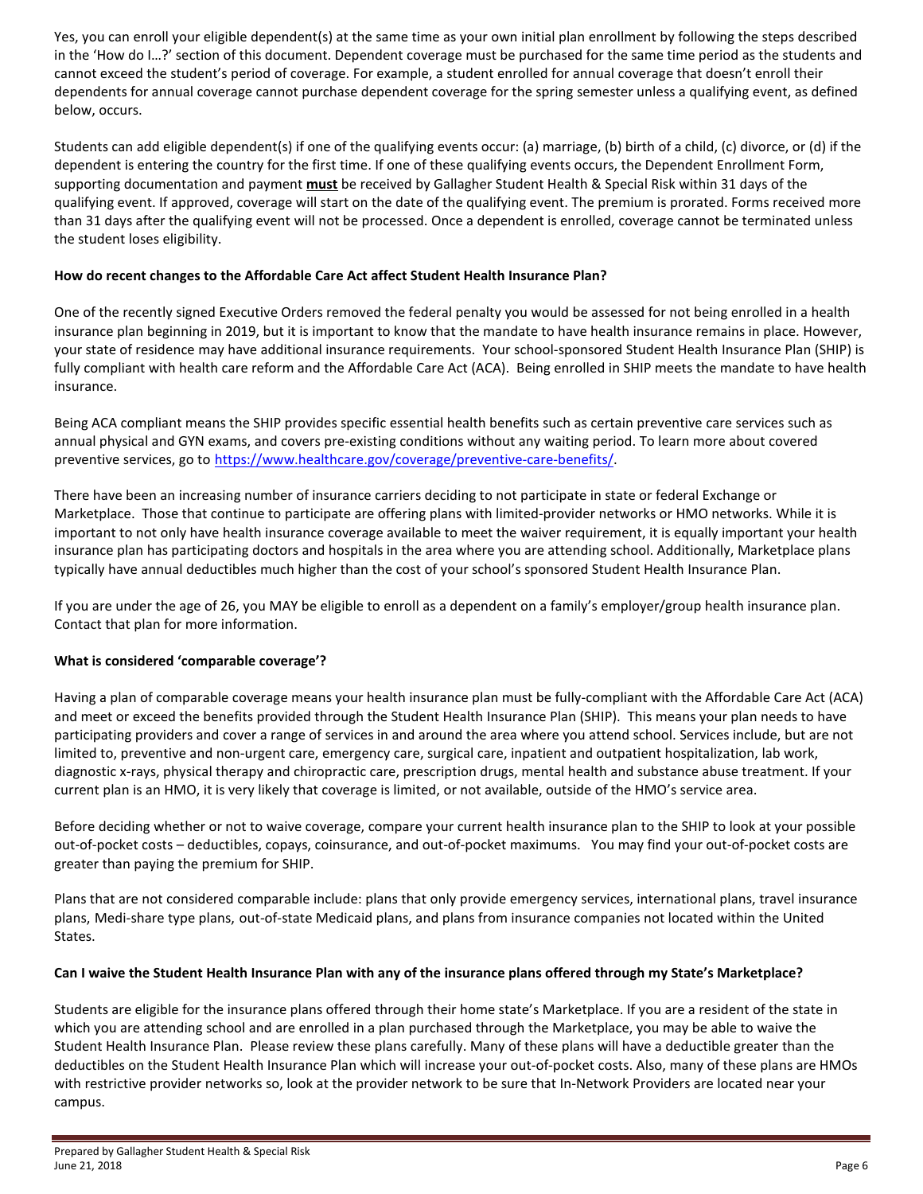Yes, you can enroll your eligible dependent(s) at the same time as your own initial plan enrollment by following the steps described in the 'How do I…?' section of this document. Dependent coverage must be purchased for the same time period as the students and cannot exceed the student's period of coverage. For example, a student enrolled for annual coverage that doesn't enroll their dependents for annual coverage cannot purchase dependent coverage for the spring semester unless a qualifying event, as defined below, occurs.

Students can add eligible dependent(s) if one of the qualifying events occur: (a) marriage, (b) birth of a child, (c) divorce, or (d) if the dependent is entering the country for the first time. If one of these qualifying events occurs, the Dependent Enrollment Form, supporting documentation and payment **must** be received by Gallagher Student Health & Special Risk within 31 days of the qualifying event. If approved, coverage will start on the date of the qualifying event. The premium is prorated. Forms received more than 31 days after the qualifying event will not be processed. Once a dependent is enrolled, coverage cannot be terminated unless the student loses eligibility.

**How do recent changes to the Affordable Care Act affect Student Health Insurance Plan?**

One of the recently signed Executive Orders removed the federal penalty you would be assessed for not being enrolled in a health insurance plan beginning in 2019, but it is important to know that the mandate to have health insurance remains in place. However, your state of residence may have additional insurance requirements. Your school-sponsored Student Health Insurance Plan (SHIP) is fully compliant with health care reform and the Affordable Care Act (ACA). Being enrolled in SHIP meets the mandate to have health insurance.

Being ACA compliant means the SHIP provides specific essential health benefits such as certain preventive care services such as annual physical and GYN exams, and covers pre-existing conditions without any waiting period. To learn more about covered preventive services, go to https://www.healthcare.gov/coverage/preventive-care-benefits/.

There have been an increasing number of insurance carriers deciding to not participate in state or federal Exchange or Marketplace. Those that continue to participate are offering plans with limited-provider networks or HMO networks. While it is important to not only have health insurance coverage available to meet the waiver requirement, it is equally important your health insurance plan has participating doctors and hospitals in the area where you are attending school. Additionally, Marketplace plans typically have annual deductibles much higher than the cost of your school's sponsored Student Health Insurance Plan.

If you are under the age of 26, you MAY be eligible to enroll as a dependent on a family's employer/group health insurance plan. Contact that plan for more information.

**What is considered 'comparable coverage'?**

Having a plan of comparable coverage means your health insurance plan must be fully-compliant with the Affordable Care Act (ACA) and meet or exceed the benefits provided through the Student Health Insurance Plan (SHIP). This means your plan needs to have participating providers and cover a range of services in and around the area where you attend school. Services include, but are not limited to, preventive and non-urgent care, emergency care, surgical care, inpatient and outpatient hospitalization, lab work, diagnostic x-rays, physical therapy and chiropractic care, prescription drugs, mental health and substance abuse treatment. If your current plan is an HMO, it is very likely that coverage is limited, or not available, outside of the HMO's service area.

Before deciding whether or not to waive coverage, compare your current health insurance plan to the SHIP to look at your possible out-of-pocket costs – deductibles, copays, coinsurance, and out-of-pocket maximums. You may find your out-of-pocket costs are greater than paying the premium for SHIP.

Plans that are not considered comparable include: plans that only provide emergency services, international plans, travel insurance plans, Medi-share type plans, out-of-state Medicaid plans, and plans from insurance companies not located within the United States.

**Can I waive the Student Health Insurance Plan with any of the insurance plans offered through my State's Marketplace?**

Students are eligible for the insurance plans offered through their home state's Marketplace. If you are a resident of the state in which you are attending school and are enrolled in a plan purchased through the Marketplace, you may be able to waive the Student Health Insurance Plan. Please review these plans carefully. Many of these plans will have a deductible greater than the deductibles on the Student Health Insurance Plan which will increase your out-of-pocket costs. Also, many of these plans are HMOs with restrictive provider networks so, look at the provider network to be sure that In-Network Providers are located near your campus.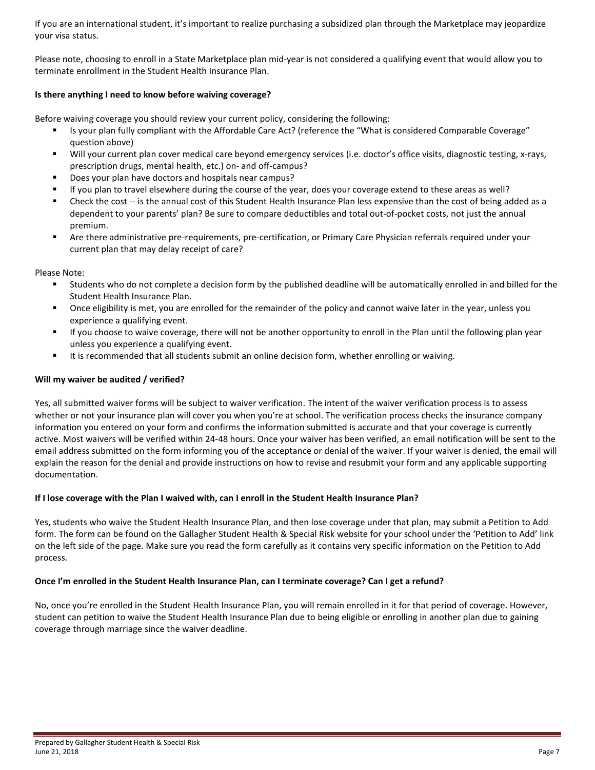If you are an international student, it's important to realize purchasing a subsidized plan through the Marketplace may jeopardize your visa status.

Please note, choosing to enroll in a State Marketplace plan mid-year is not considered a qualifying event that would allow you to terminate enrollment in the Student Health Insurance Plan.

**Is there anything I need to know before waiving coverage?**

Before waiving coverage you should review your current policy, considering the following:

- Is your plan fully compliant with the Affordable Care Act? (reference the "What is considered Comparable Coverage" question above)
- Will your current plan cover medical care beyond emergency services (i.e. doctor's office visits, diagnostic testing, x-rays, prescription drugs, mental health, etc.) on- and off-campus?
- Does your plan have doctors and hospitals near campus?
- If you plan to travel elsewhere during the course of the year, does your coverage extend to these areas as well?
- Check the cost -- is the annual cost of this Student Health Insurance Plan less expensive than the cost of being added as a dependent to your parents' plan? Be sure to compare deductibles and total out-of-pocket costs, not just the annual premium.
- Are there administrative pre-requirements, pre-certification, or Primary Care Physician referrals required under your current plan that may delay receipt of care?

Please Note:

- Students who do not complete a decision form by the published deadline will be automatically enrolled in and billed for the Student Health Insurance Plan.
- Once eligibility is met, you are enrolled for the remainder of the policy and cannot waive later in the year, unless you experience a qualifying event.
- If you choose to waive coverage, there will not be another opportunity to enroll in the Plan until the following plan year unless you experience a qualifying event.
- It is recommended that all students submit an online decision form, whether enrolling or waiving.

**Will my waiver be audited / verified?**

Yes, all submitted waiver forms will be subject to waiver verification. The intent of the waiver verification process is to assess whether or not your insurance plan will cover you when you're at school. The verification process checks the insurance company information you entered on your form and confirms the information submitted is accurate and that your coverage is currently active. Most waivers will be verified within 24-48 hours. Once your waiver has been verified, an email notification will be sent to the email address submitted on the form informing you of the acceptance or denial of the waiver. If your waiver is denied, the email will explain the reason for the denial and provide instructions on how to revise and resubmit your form and any applicable supporting documentation.

**If I lose coverage with the Plan I waived with, can I enroll in the Student Health Insurance Plan?**

Yes, students who waive the Student Health Insurance Plan, and then lose coverage under that plan, may submit a Petition to Add form. The form can be found on the Gallagher Student Health & Special Risk website for your school under the 'Petition to Add' link on the left side of the page. Make sure you read the form carefully as it contains very specific information on the Petition to Add process.

**Once I'm enrolled in the Student Health Insurance Plan, can I terminate coverage? Can I get a refund?**

No, once you're enrolled in the Student Health Insurance Plan, you will remain enrolled in it for that period of coverage. However, student can petition to waive the Student Health Insurance Plan due to being eligible or enrolling in another plan due to gaining coverage through marriage since the waiver deadline.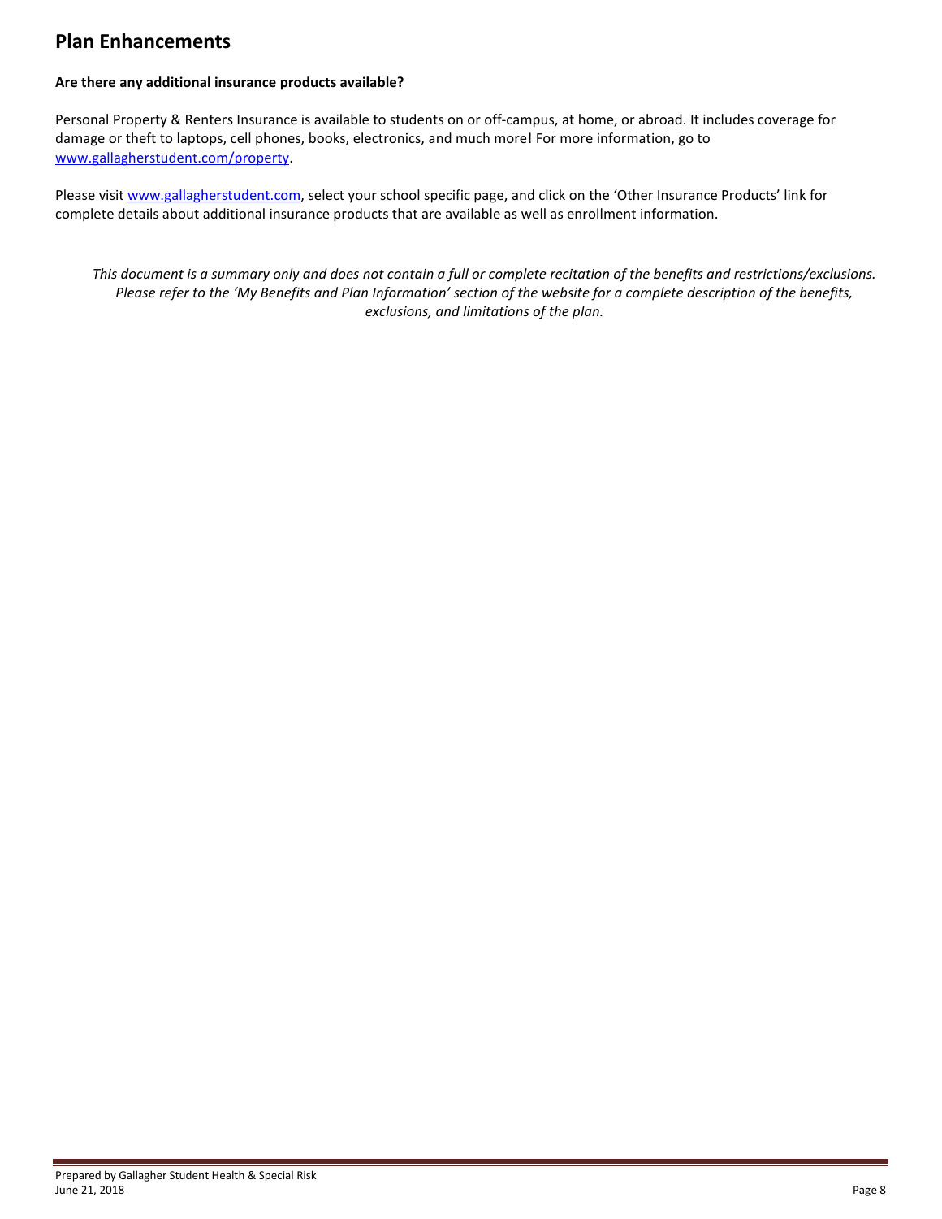## Plan Enhancements

**Are there any additional insurance products available?**

Personal Property & Renters Insurance is available to students on or off-campus, at home, or abroad. It includes coverage for damage or theft to laptops, cell phones, books, electronics, and much more! For more information, go to www.gallagherstudent.com/property.

Please visit www.gallagherstudent.com, select your school specific page, and click on the 'Other Insurance Products' link for complete details about additional insurance products that are available as well as enrollment information.

*This document is a summary only and does not contain a full or complete recitation of the benefits and restrictions/exclusions. Please refer to the 'My Benefits and Plan Information' section of the website for a complete description of the benefits, exclusions, and limitations of the plan.*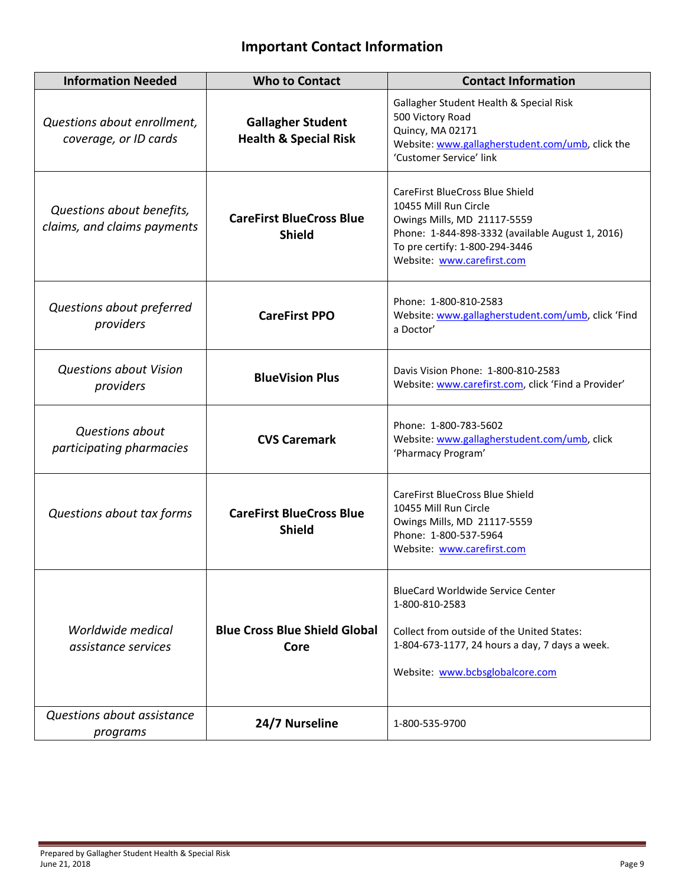# Important Contact Information

| Information Needed | Who to Contact | Contact Information |
|---|---|---|
| *Questions about enrollment, coverage, or ID cards* | **Gallagher Student Health & Special Risk** | Gallagher Student Health & Special Risk<br>500 Victory Road<br>Quincy, MA 02171<br>Website: www.gallagherstudent.com/umb, click the 'Customer Service' link |
| *Questions about benefits, claims, and claims payments* | **CareFirst BlueCross Blue Shield** | CareFirst BlueCross Blue Shield<br>10455 Mill Run Circle<br>Owings Mills, MD 21117-5559<br>Phone: 1-844-898-3332 (available August 1, 2016)<br>To pre certify: 1-800-294-3446<br>Website: www.carefirst.com |
| *Questions about preferred providers* | **CareFirst PPO** | Phone: 1-800-810-2583<br>Website: www.gallagherstudent.com/umb, click 'Find a Doctor' |
| *Questions about Vision providers* | **BlueVision Plus** | Davis Vision Phone: 1-800-810-2583<br>Website: www.carefirst.com, click 'Find a Provider' |
| *Questions about participating pharmacies* | **CVS Caremark** | Phone: 1-800-783-5602<br>Website: www.gallagherstudent.com/umb, click 'Pharmacy Program' |
| *Questions about tax forms* | **CareFirst BlueCross Blue Shield** | CareFirst BlueCross Blue Shield<br>10455 Mill Run Circle<br>Owings Mills, MD 21117-5559<br>Phone: 1-800-537-5964<br>Website: www.carefirst.com |
| *Worldwide medical assistance services* | **Blue Cross Blue Shield Global Core** | BlueCard Worldwide Service Center<br>1-800-810-2583<br><br>Collect from outside of the United States:<br>1-804-673-1177, 24 hours a day, 7 days a week.<br><br>Website: www.bcbsglobalcore.com |
| *Questions about assistance programs* | **24/7 Nurseline** | 1-800-535-9700 |

Prepared by Gallagher Student Health & Special Risk
June 21, 2018